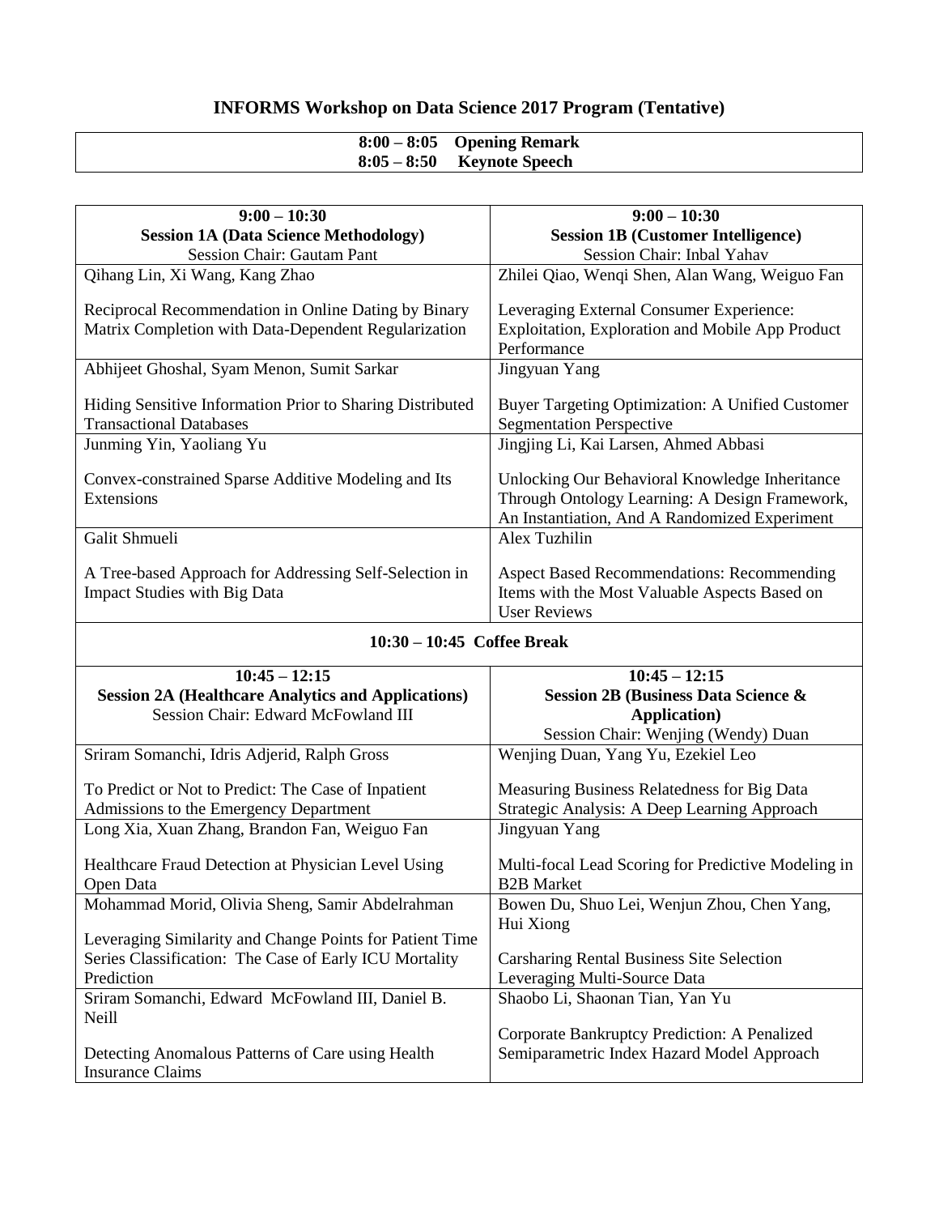# INFORMS Workshop on Data Science 2017 Program (Tentative)

| **8:00 – 8:05 Opening Remark** |
|---|
| **8:05 – 8:50 Keynote Speech** |

| **9:00 – 10:30**<br>**Session 1A (Data Science Methodology)**<br>Session Chair: Gautam Pant | **9:00 – 10:30**<br>**Session 1B (Customer Intelligence)**<br>Session Chair: Inbal Yahav |
|---|---|
| Qihang Lin, Xi Wang, Kang Zhao<br><br>Reciprocal Recommendation in Online Dating by Binary Matrix Completion with Data-Dependent Regularization | Zhilei Qiao, Wenqi Shen, Alan Wang, Weiguo Fan<br><br>Leveraging External Consumer Experience: Exploitation, Exploration and Mobile App Product Performance |
| Abhijeet Ghoshal, Syam Menon, Sumit Sarkar<br><br>Hiding Sensitive Information Prior to Sharing Distributed Transactional Databases | Jingyuan Yang<br><br>Buyer Targeting Optimization: A Unified Customer Segmentation Perspective |
| Junming Yin, Yaoliang Yu<br><br>Convex-constrained Sparse Additive Modeling and Its Extensions | Jingjing Li, Kai Larsen, Ahmed Abbasi<br><br>Unlocking Our Behavioral Knowledge Inheritance Through Ontology Learning: A Design Framework, An Instantiation, And A Randomized Experiment |
| Galit Shmueli<br><br>A Tree-based Approach for Addressing Self-Selection in Impact Studies with Big Data | Alex Tuzhilin<br><br>Aspect Based Recommendations: Recommending Items with the Most Valuable Aspects Based on User Reviews |
| **10:30 – 10:45 Coffee Break** | |
| **10:45 – 12:15**<br>**Session 2A (Healthcare Analytics and Applications)**<br>Session Chair: Edward McFowland III | **10:45 – 12:15**<br>**Session 2B (Business Data Science & Application)**<br>Session Chair: Wenjing (Wendy) Duan |
| Sriram Somanchi, Idris Adjerid, Ralph Gross<br><br>To Predict or Not to Predict: The Case of Inpatient Admissions to the Emergency Department | Wenjing Duan, Yang Yu, Ezekiel Leo<br><br>Measuring Business Relatedness for Big Data Strategic Analysis: A Deep Learning Approach |
| Long Xia, Xuan Zhang, Brandon Fan, Weiguo Fan<br><br>Healthcare Fraud Detection at Physician Level Using Open Data | Jingyuan Yang<br><br>Multi-focal Lead Scoring for Predictive Modeling in B2B Market |
| Mohammad Morid, Olivia Sheng, Samir Abdelrahman<br><br>Leveraging Similarity and Change Points for Patient Time Series Classification: The Case of Early ICU Mortality Prediction | Bowen Du, Shuo Lei, Wenjun Zhou, Chen Yang, Hui Xiong<br><br>Carsharing Rental Business Site Selection Leveraging Multi-Source Data |
| Sriram Somanchi, Edward McFowland III, Daniel B. Neill<br><br>Detecting Anomalous Patterns of Care using Health Insurance Claims | Shaobo Li, Shaonan Tian, Yan Yu<br><br>Corporate Bankruptcy Prediction: A Penalized Semiparametric Index Hazard Model Approach |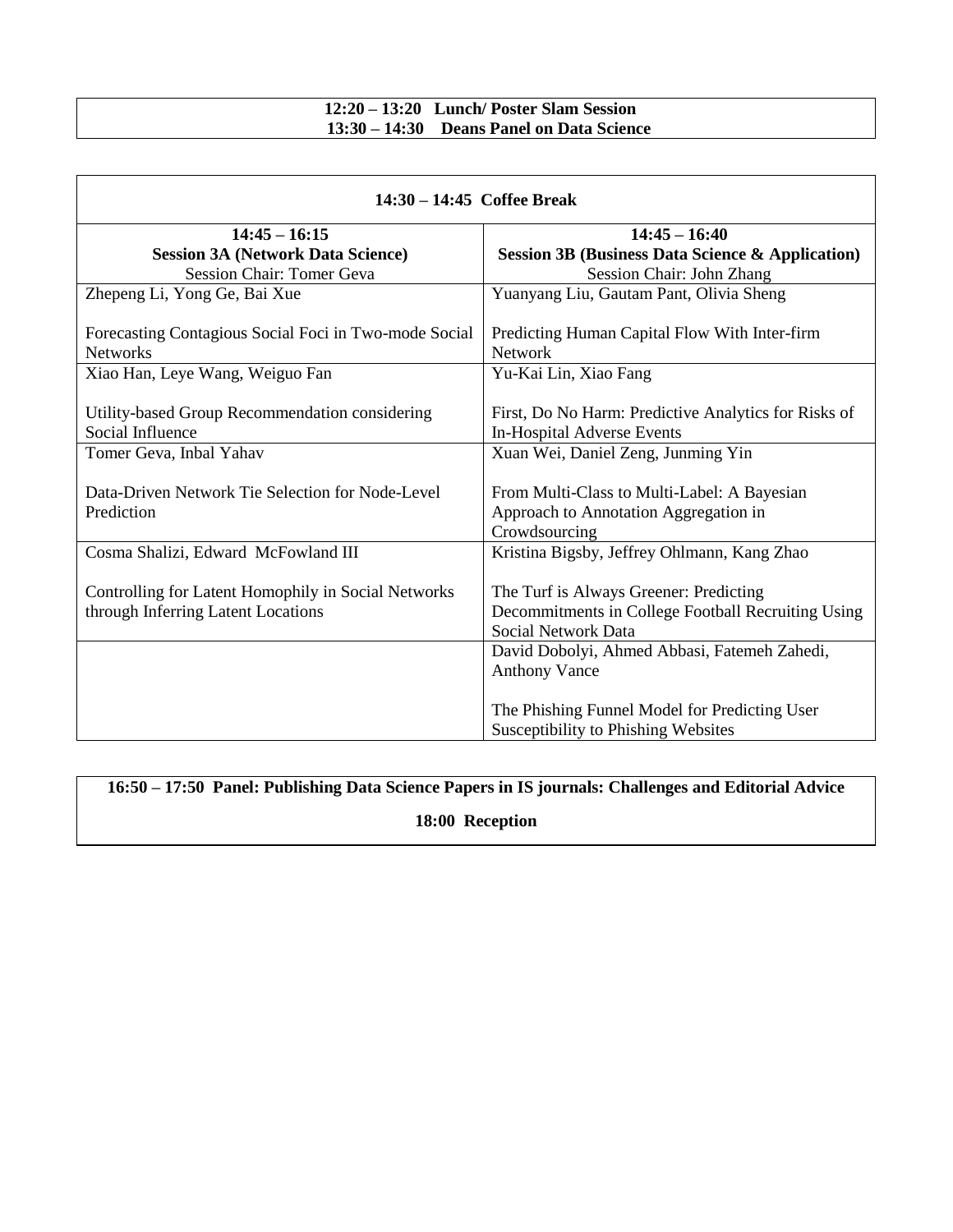**12:20 – 13:20 Lunch/ Poster Slam Session**
**13:30 – 14:30 Deans Panel on Data Science**

**14:30 – 14:45 Coffee Break**

| **14:45 – 16:15**<br>**Session 3A (Network Data Science)**<br>Session Chair: Tomer Geva | **14:45 – 16:40**<br>**Session 3B (Business Data Science & Application)**<br>Session Chair: John Zhang |
|---|---|
| Zhepeng Li, Yong Ge, Bai Xue<br><br>Forecasting Contagious Social Foci in Two-mode Social Networks | Yuanyang Liu, Gautam Pant, Olivia Sheng<br><br>Predicting Human Capital Flow With Inter-firm Network |
| Xiao Han, Leye Wang, Weiguo Fan<br><br>Utility-based Group Recommendation considering Social Influence | Yu-Kai Lin, Xiao Fang<br><br>First, Do No Harm: Predictive Analytics for Risks of In-Hospital Adverse Events |
| Tomer Geva, Inbal Yahav<br><br>Data-Driven Network Tie Selection for Node-Level Prediction | Xuan Wei, Daniel Zeng, Junming Yin<br><br>From Multi-Class to Multi-Label: A Bayesian Approach to Annotation Aggregation in Crowdsourcing |
| Cosma Shalizi, Edward McFowland III<br><br>Controlling for Latent Homophily in Social Networks through Inferring Latent Locations | Kristina Bigsby, Jeffrey Ohlmann, Kang Zhao<br><br>The Turf is Always Greener: Predicting Decommitments in College Football Recruiting Using Social Network Data |
| | David Dobolyi, Ahmed Abbasi, Fatemeh Zahedi, Anthony Vance<br><br>The Phishing Funnel Model for Predicting User Susceptibility to Phishing Websites |

**16:50 – 17:50 Panel: Publishing Data Science Papers in IS journals: Challenges and Editorial Advice**

**18:00 Reception**